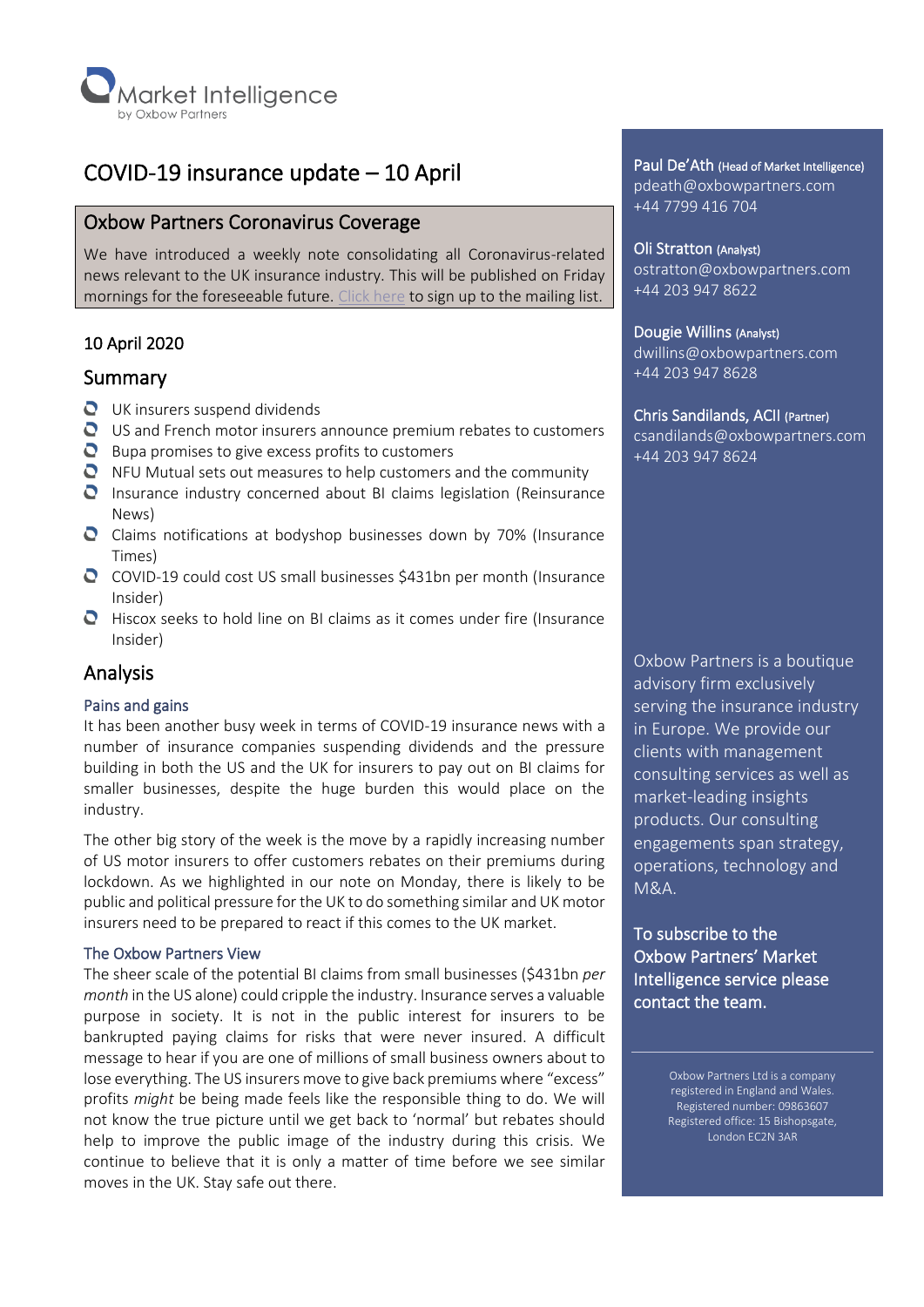Market Intelligence
by Oxbow Partners

# COVID-19 insurance update – 10 April

## Oxbow Partners Coronavirus Coverage

We have introduced a weekly note consolidating all Coronavirus-related news relevant to the UK insurance industry. This will be published on Friday mornings for the foreseeable future. Click here to sign up to the mailing list.

10 April 2020

## Summary

- UK insurers suspend dividends
- US and French motor insurers announce premium rebates to customers
- Bupa promises to give excess profits to customers
- NFU Mutual sets out measures to help customers and the community
- Insurance industry concerned about BI claims legislation (Reinsurance News)
- Claims notifications at bodyshop businesses down by 70% (Insurance Times)
- COVID-19 could cost US small businesses $431bn per month (Insurance Insider)
- Hiscox seeks to hold line on BI claims as it comes under fire (Insurance Insider)

## Analysis

### Pains and gains

It has been another busy week in terms of COVID-19 insurance news with a number of insurance companies suspending dividends and the pressure building in both the US and the UK for insurers to pay out on BI claims for smaller businesses, despite the huge burden this would place on the industry.

The other big story of the week is the move by a rapidly increasing number of US motor insurers to offer customers rebates on their premiums during lockdown. As we highlighted in our note on Monday, there is likely to be public and political pressure for the UK to do something similar and UK motor insurers need to be prepared to react if this comes to the UK market.

### The Oxbow Partners View

The sheer scale of the potential BI claims from small businesses ($431bn *per month* in the US alone) could cripple the industry. Insurance serves a valuable purpose in society. It is not in the public interest for insurers to be bankrupted paying claims for risks that were never insured. A difficult message to hear if you are one of millions of small business owners about to lose everything. The US insurers move to give back premiums where "excess" profits *might* be being made feels like the responsible thing to do. We will not know the true picture until we get back to 'normal' but rebates should help to improve the public image of the industry during this crisis. We continue to believe that it is only a matter of time before we see similar moves in the UK. Stay safe out there.

---

**Paul De'Ath** (Head of Market Intelligence)
pdeath@oxbowpartners.com
+44 7799 416 704

**Oli Stratton** (Analyst)
ostratton@oxbowpartners.com
+44 203 947 8622

**Dougie Willins** (Analyst)
dwillins@oxbowpartners.com
+44 203 947 8628

**Chris Sandilands, ACII** (Partner)
csandilands@oxbowpartners.com
+44 203 947 8624

Oxbow Partners is a boutique advisory firm exclusively serving the insurance industry in Europe. We provide our clients with management consulting services as well as market-leading insights products. Our consulting engagements span strategy, operations, technology and M&A.

**To subscribe to the Oxbow Partners' Market Intelligence service please contact the team.**

Oxbow Partners Ltd is a company registered in England and Wales. Registered number: 09863607 Registered office: 15 Bishopsgate, London EC2N 3AR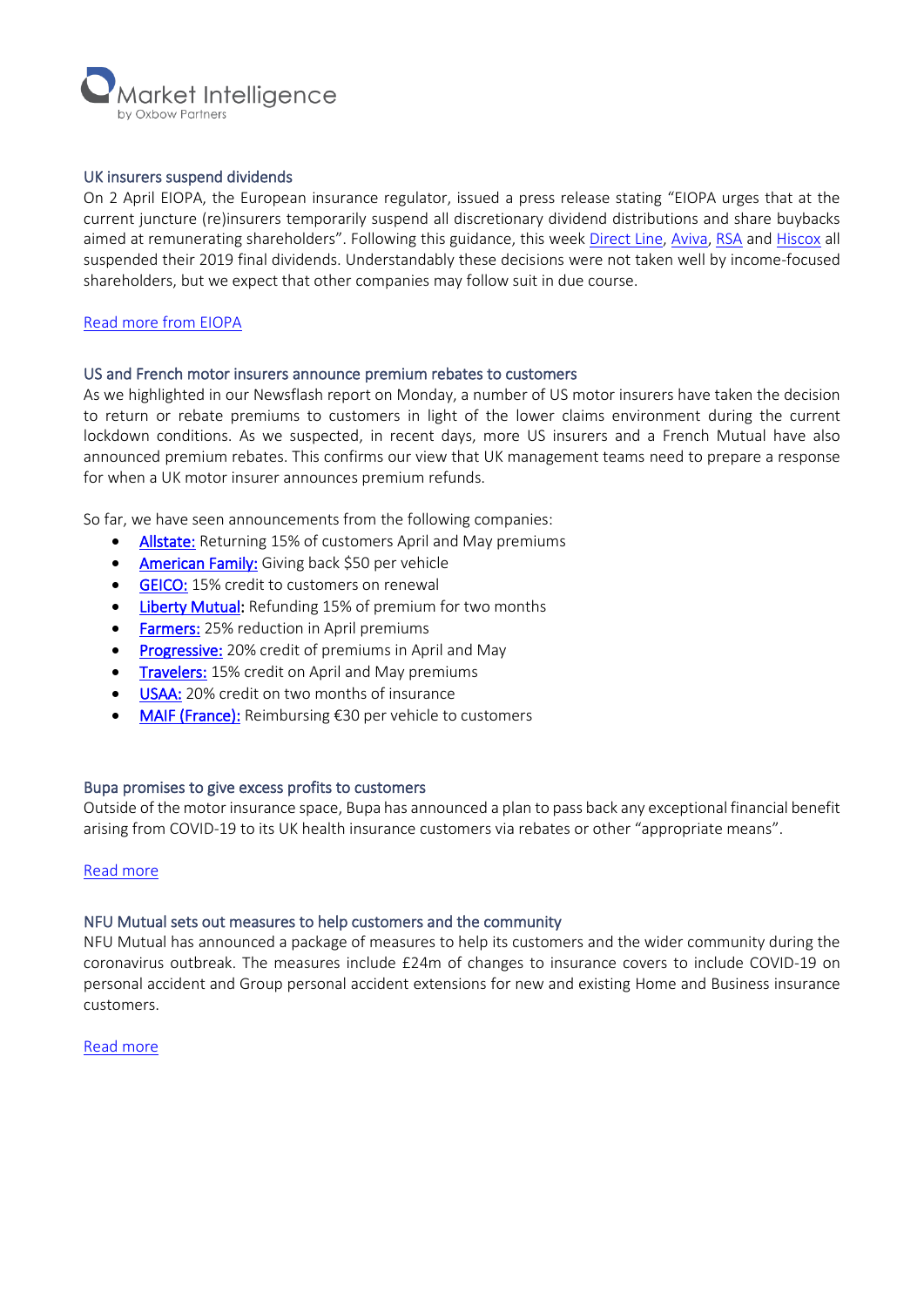### UK insurers suspend dividends

On 2 April EIOPA, the European insurance regulator, issued a press release stating "EIOPA urges that at the current juncture (re)insurers temporarily suspend all discretionary dividend distributions and share buybacks aimed at remunerating shareholders". Following this guidance, this week Direct Line, Aviva, RSA and Hiscox all suspended their 2019 final dividends. Understandably these decisions were not taken well by income-focused shareholders, but we expect that other companies may follow suit in due course.

Read more from EIOPA

### US and French motor insurers announce premium rebates to customers

As we highlighted in our Newsflash report on Monday, a number of US motor insurers have taken the decision to return or rebate premiums to customers in light of the lower claims environment during the current lockdown conditions. As we suspected, in recent days, more US insurers and a French Mutual have also announced premium rebates. This confirms our view that UK management teams need to prepare a response for when a UK motor insurer announces premium refunds.

So far, we have seen announcements from the following companies:

- Allstate: Returning 15% of customers April and May premiums
- American Family: Giving back $50 per vehicle
- GEICO: 15% credit to customers on renewal
- Liberty Mutual: Refunding 15% of premium for two months
- Farmers: 25% reduction in April premiums
- Progressive: 20% credit of premiums in April and May
- Travelers: 15% credit on April and May premiums
- USAA: 20% credit on two months of insurance
- MAIF (France): Reimbursing €30 per vehicle to customers

### Bupa promises to give excess profits to customers

Outside of the motor insurance space, Bupa has announced a plan to pass back any exceptional financial benefit arising from COVID-19 to its UK health insurance customers via rebates or other "appropriate means".

Read more

### NFU Mutual sets out measures to help customers and the community

NFU Mutual has announced a package of measures to help its customers and the wider community during the coronavirus outbreak. The measures include £24m of changes to insurance covers to include COVID-19 on personal accident and Group personal accident extensions for new and existing Home and Business insurance customers.

Read more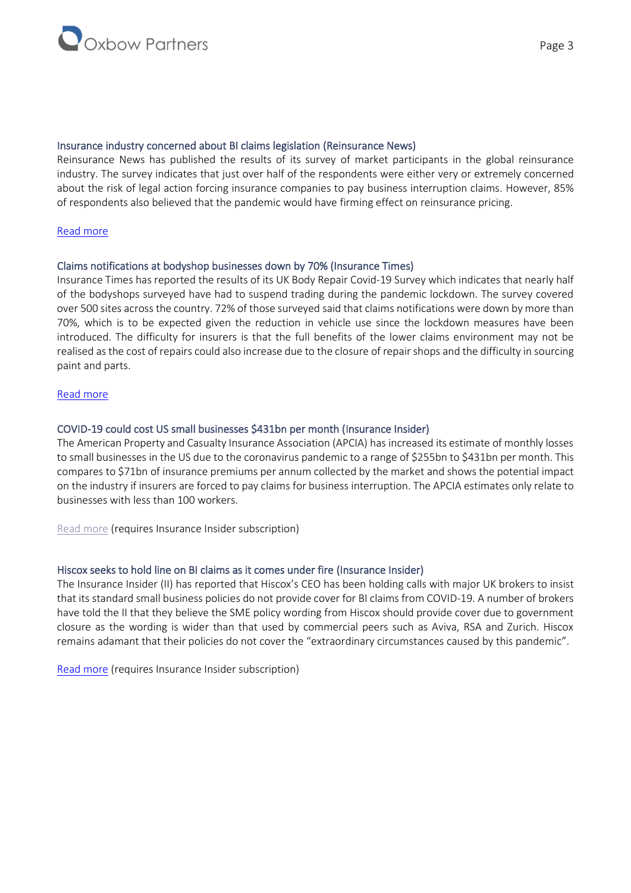### Insurance industry concerned about BI claims legislation (Reinsurance News)

Reinsurance News has published the results of its survey of market participants in the global reinsurance industry. The survey indicates that just over half of the respondents were either very or extremely concerned about the risk of legal action forcing insurance companies to pay business interruption claims. However, 85% of respondents also believed that the pandemic would have firming effect on reinsurance pricing.

Read more

### Claims notifications at bodyshop businesses down by 70% (Insurance Times)

Insurance Times has reported the results of its UK Body Repair Covid-19 Survey which indicates that nearly half of the bodyshops surveyed have had to suspend trading during the pandemic lockdown. The survey covered over 500 sites across the country. 72% of those surveyed said that claims notifications were down by more than 70%, which is to be expected given the reduction in vehicle use since the lockdown measures have been introduced. The difficulty for insurers is that the full benefits of the lower claims environment may not be realised as the cost of repairs could also increase due to the closure of repair shops and the difficulty in sourcing paint and parts.

Read more

### COVID-19 could cost US small businesses $431bn per month (Insurance Insider)

The American Property and Casualty Insurance Association (APCIA) has increased its estimate of monthly losses to small businesses in the US due to the coronavirus pandemic to a range of $255bn to $431bn per month. This compares to $71bn of insurance premiums per annum collected by the market and shows the potential impact on the industry if insurers are forced to pay claims for business interruption. The APCIA estimates only relate to businesses with less than 100 workers.

Read more (requires Insurance Insider subscription)

### Hiscox seeks to hold line on BI claims as it comes under fire (Insurance Insider)

The Insurance Insider (II) has reported that Hiscox's CEO has been holding calls with major UK brokers to insist that its standard small business policies do not provide cover for BI claims from COVID-19. A number of brokers have told the II that they believe the SME policy wording from Hiscox should provide cover due to government closure as the wording is wider than that used by commercial peers such as Aviva, RSA and Zurich. Hiscox remains adamant that their policies do not cover the "extraordinary circumstances caused by this pandemic".

Read more (requires Insurance Insider subscription)